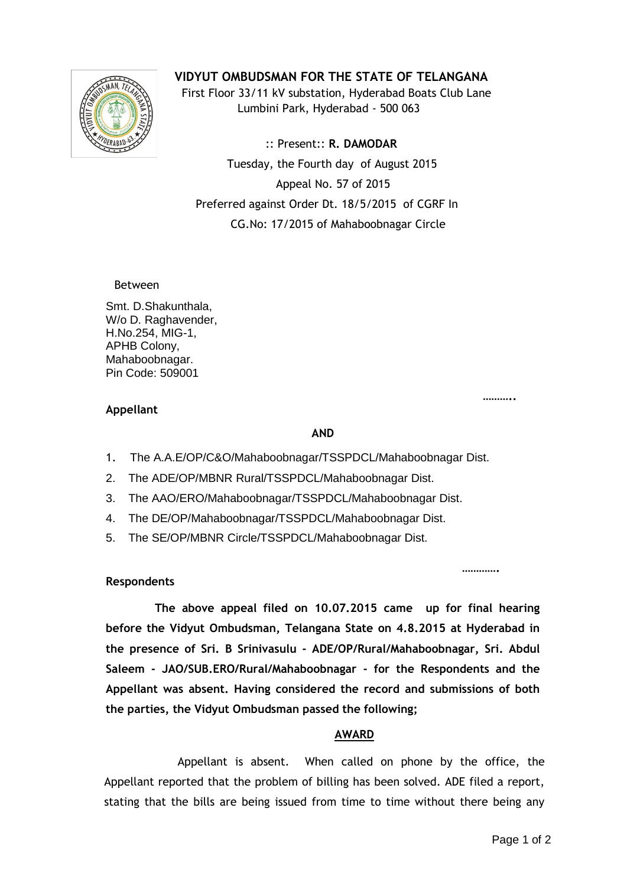# VIDYUT OMBUDSMAN FOR THE STATE OF TELANGANA

First Floor 33/11 kV substation, Hyderabad Boats Club Lane
Lumbini Park, Hyderabad - 500 063

:: Present:: **R. DAMODAR**

Tuesday, the Fourth day of August 2015

Appeal No. 57 of 2015

Preferred against Order Dt. 18/5/2015 of CGRF In
CG.No: 17/2015 of Mahaboobnagar Circle

Between

Smt. D.Shakunthala,
W/o D. Raghavender,
H.No.254, MIG-1,
APHB Colony,
Mahaboobnagar.
Pin Code: 509001

……….. **Appellant**

**AND**

1. The A.A.E/OP/C&O/Mahaboobnagar/TSSPDCL/Mahaboobnagar Dist.
2. The ADE/OP/MBNR Rural/TSSPDCL/Mahaboobnagar Dist.
3. The AAO/ERO/Mahaboobnagar/TSSPDCL/Mahaboobnagar Dist.
4. The DE/OP/Mahaboobnagar/TSSPDCL/Mahaboobnagar Dist.
5. The SE/OP/MBNR Circle/TSSPDCL/Mahaboobnagar Dist.

…………. **Respondents**

**The above appeal filed on 10.07.2015 came up for final hearing before the Vidyut Ombudsman, Telangana State on 4.8.2015 at Hyderabad in the presence of Sri. B Srinivasulu - ADE/OP/Rural/Mahaboobnagar, Sri. Abdul Saleem - JAO/SUB.ERO/Rural/Mahaboobnagar - for the Respondents and the Appellant was absent. Having considered the record and submissions of both the parties, the Vidyut Ombudsman passed the following;**

## AWARD

Appellant is absent. When called on phone by the office, the Appellant reported that the problem of billing has been solved. ADE filed a report, stating that the bills are being issued from time to time without there being any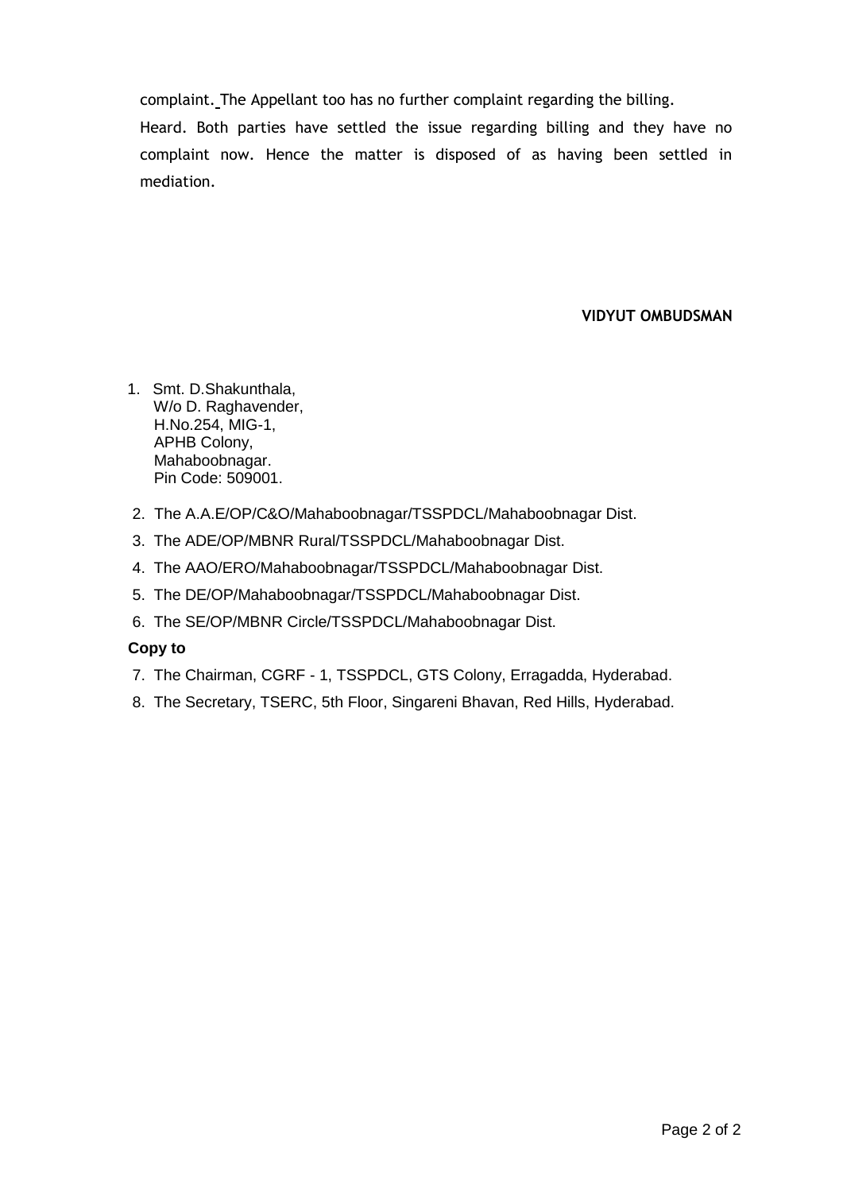complaint. The Appellant too has no further complaint regarding the billing.

Heard. Both parties have settled the issue regarding billing and they have no complaint now. Hence the matter is disposed of as having been settled in mediation.

**VIDYUT OMBUDSMAN**

1. Smt. D.Shakunthala,
   W/o D. Raghavender,
   H.No.254, MIG-1,
   APHB Colony,
   Mahaboobnagar.
   Pin Code: 509001.
2. The A.A.E/OP/C&O/Mahaboobnagar/TSSPDCL/Mahaboobnagar Dist.
3. The ADE/OP/MBNR Rural/TSSPDCL/Mahaboobnagar Dist.
4. The AAO/ERO/Mahaboobnagar/TSSPDCL/Mahaboobnagar Dist.
5. The DE/OP/Mahaboobnagar/TSSPDCL/Mahaboobnagar Dist.
6. The SE/OP/MBNR Circle/TSSPDCL/Mahaboobnagar Dist.

**Copy to**

7. The Chairman, CGRF - 1, TSSPDCL, GTS Colony, Erragadda, Hyderabad.
8. The Secretary, TSERC, 5th Floor, Singareni Bhavan, Red Hills, Hyderabad.